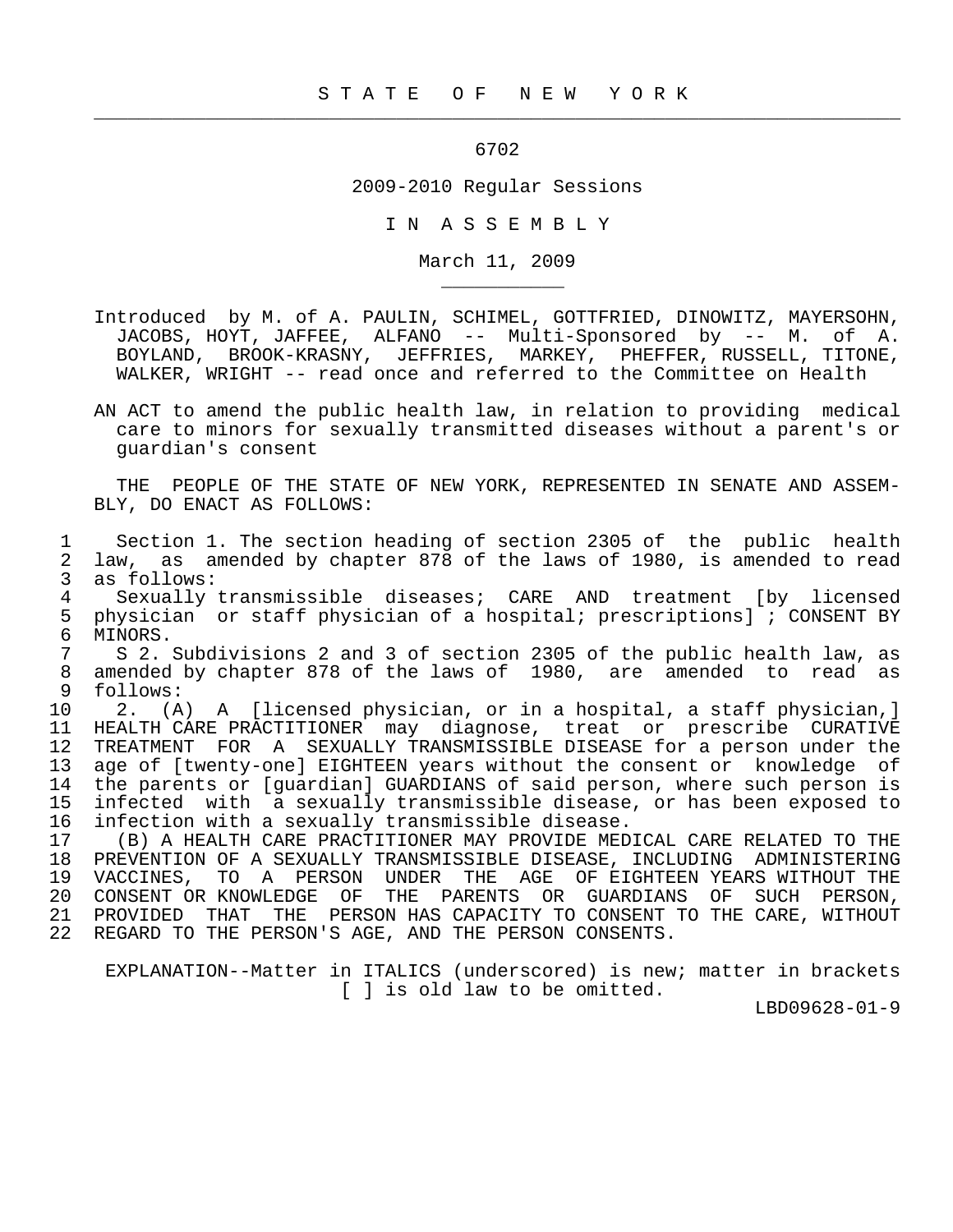# STATE OF NEW YORK

6702

2009-2010 Regular Sessions

IN ASSEMBLY

March 11, 2009

Introduced by M. of A. PAULIN, SCHIMEL, GOTTFRIED, DINOWITZ, MAYERSOHN, JACOBS, HOYT, JAFFEE, ALFANO -- Multi-Sponsored by -- M. of A. BOYLAND, BROOK-KRASNY, JEFFRIES, MARKEY, PHEFFER, RUSSELL, TITONE, WALKER, WRIGHT -- read once and referred to the Committee on Health

AN ACT to amend the public health law, in relation to providing medical care to minors for sexually transmitted diseases without a parent's or guardian's consent

THE PEOPLE OF THE STATE OF NEW YORK, REPRESENTED IN SENATE AND ASSEMBLY, DO ENACT AS FOLLOWS:

1 Section 1. The section heading of section 2305 of the public health
2 law, as amended by chapter 878 of the laws of 1980, is amended to read
3 as follows:
4 Sexually transmissible diseases; CARE AND treatment [by licensed
5 physician or staff physician of a hospital; prescriptions] ; CONSENT BY
6 MINORS.
7 S 2. Subdivisions 2 and 3 of section 2305 of the public health law, as
8 amended by chapter 878 of the laws of 1980, are amended to read as
9 follows:
10 2. (A) A [licensed physician, or in a hospital, a staff physician,]
11 HEALTH CARE PRACTITIONER may diagnose, treat or prescribe CURATIVE
12 TREATMENT FOR A SEXUALLY TRANSMISSIBLE DISEASE for a person under the
13 age of [twenty-one] EIGHTEEN years without the consent or knowledge of
14 the parents or [guardian] GUARDIANS of said person, where such person is
15 infected with a sexually transmissible disease, or has been exposed to
16 infection with a sexually transmissible disease.
17 (B) A HEALTH CARE PRACTITIONER MAY PROVIDE MEDICAL CARE RELATED TO THE
18 PREVENTION OF A SEXUALLY TRANSMISSIBLE DISEASE, INCLUDING ADMINISTERING
19 VACCINES, TO A PERSON UNDER THE AGE OF EIGHTEEN YEARS WITHOUT THE
20 CONSENT OR KNOWLEDGE OF THE PARENTS OR GUARDIANS OF SUCH PERSON,
21 PROVIDED THAT THE PERSON HAS CAPACITY TO CONSENT TO THE CARE, WITHOUT
22 REGARD TO THE PERSON'S AGE, AND THE PERSON CONSENTS.

EXPLANATION--Matter in ITALICS (underscored) is new; matter in brackets [ ] is old law to be omitted.

LBD09628-01-9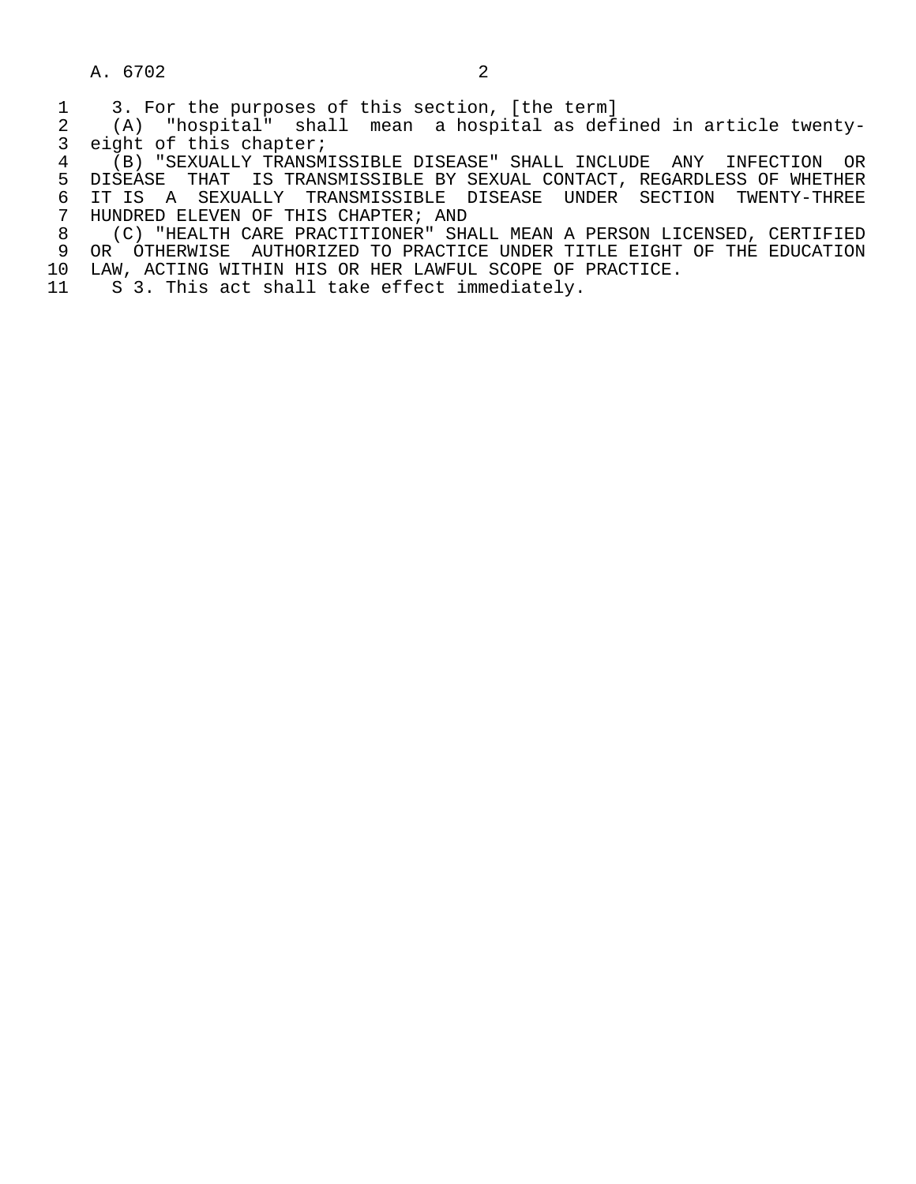3. For the purposes of this section, [the term]

(A) "hospital" shall mean a hospital as defined in article twenty-eight of this chapter;

(B) "SEXUALLY TRANSMISSIBLE DISEASE" SHALL INCLUDE ANY INFECTION OR DISEASE THAT IS TRANSMISSIBLE BY SEXUAL CONTACT, REGARDLESS OF WHETHER IT IS A SEXUALLY TRANSMISSIBLE DISEASE UNDER SECTION TWENTY-THREE HUNDRED ELEVEN OF THIS CHAPTER; AND

(C) "HEALTH CARE PRACTITIONER" SHALL MEAN A PERSON LICENSED, CERTIFIED OR OTHERWISE AUTHORIZED TO PRACTICE UNDER TITLE EIGHT OF THE EDUCATION LAW, ACTING WITHIN HIS OR HER LAWFUL SCOPE OF PRACTICE.

S 3. This act shall take effect immediately.